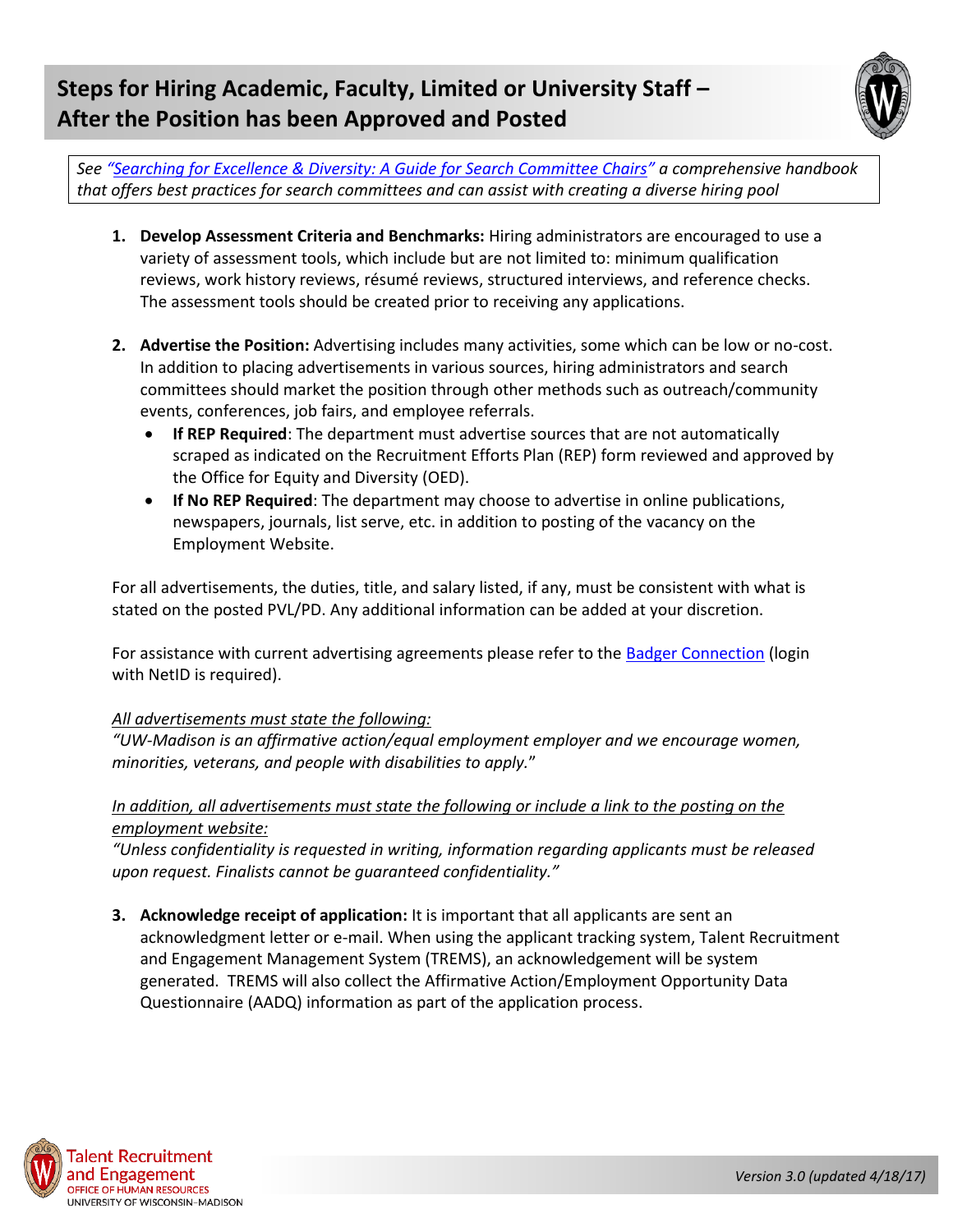# Steps for Hiring Academic, Faculty, Limited or University Staff – After the Position has been Approved and Posted

*See "Searching for Excellence & Diversity: A Guide for Search Committee Chairs" a comprehensive handbook that offers best practices for search committees and can assist with creating a diverse hiring pool*

1. **Develop Assessment Criteria and Benchmarks:** Hiring administrators are encouraged to use a variety of assessment tools, which include but are not limited to: minimum qualification reviews, work history reviews, résumé reviews, structured interviews, and reference checks. The assessment tools should be created prior to receiving any applications.

2. **Advertise the Position:** Advertising includes many activities, some which can be low or no-cost. In addition to placing advertisements in various sources, hiring administrators and search committees should market the position through other methods such as outreach/community events, conferences, job fairs, and employee referrals.
   - **If REP Required**: The department must advertise sources that are not automatically scraped as indicated on the Recruitment Efforts Plan (REP) form reviewed and approved by the Office for Equity and Diversity (OED).
   - **If No REP Required**: The department may choose to advertise in online publications, newspapers, journals, list serve, etc. in addition to posting of the vacancy on the Employment Website.

For all advertisements, the duties, title, and salary listed, if any, must be consistent with what is stated on the posted PVL/PD. Any additional information can be added at your discretion.

For assistance with current advertising agreements please refer to the Badger Connection (login with NetID is required).

<u>*All advertisements must state the following:*</u>
*"UW-Madison is an affirmative action/equal employment employer and we encourage women, minorities, veterans, and people with disabilities to apply."*

<u>*In addition, all advertisements must state the following or include a link to the posting on the employment website:*</u>
*"Unless confidentiality is requested in writing, information regarding applicants must be released upon request. Finalists cannot be guaranteed confidentiality."*

3. **Acknowledge receipt of application:** It is important that all applicants are sent an acknowledgment letter or e-mail. When using the applicant tracking system, Talent Recruitment and Engagement Management System (TREMS), an acknowledgement will be system generated. TREMS will also collect the Affirmative Action/Employment Opportunity Data Questionnaire (AADQ) information as part of the application process.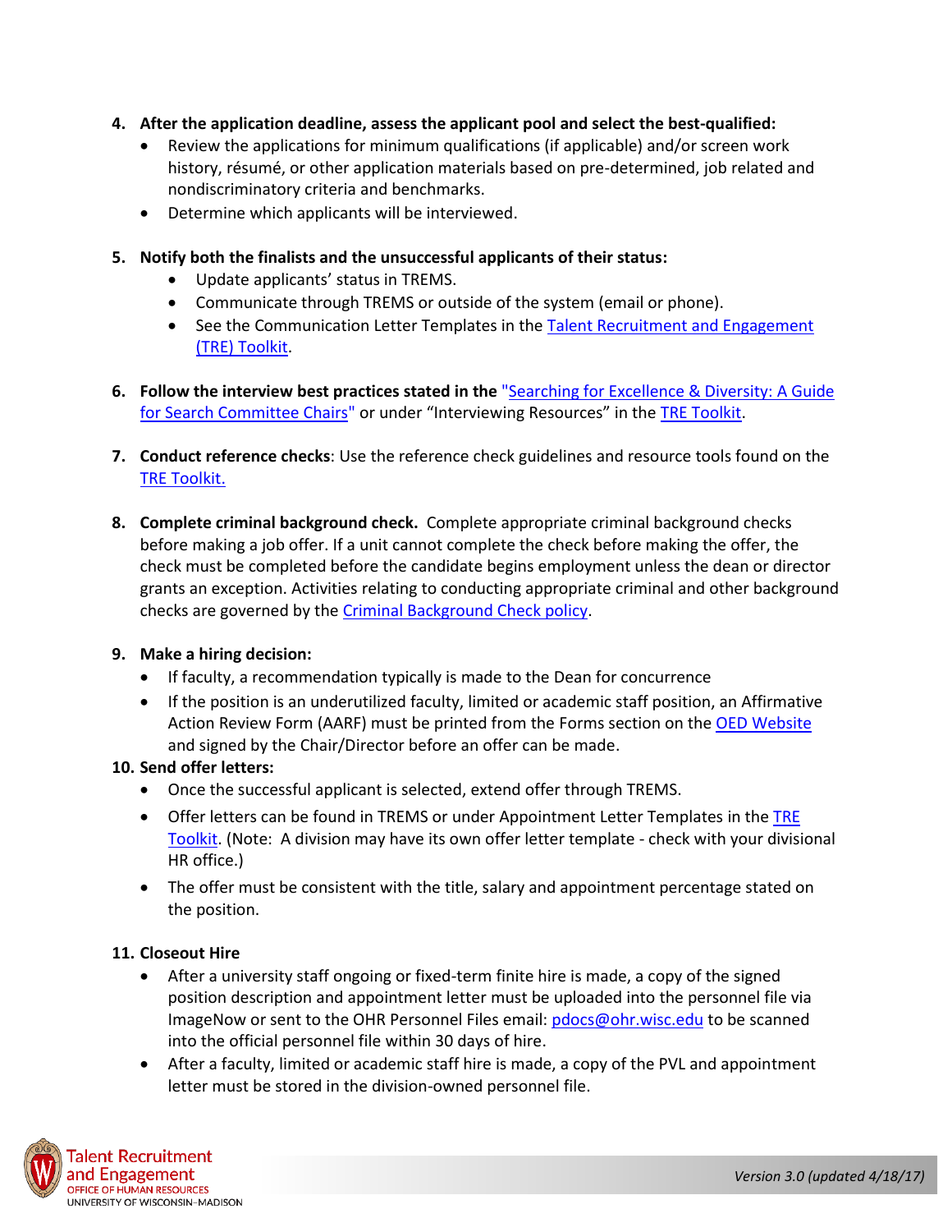4. **After the application deadline, assess the applicant pool and select the best-qualified:**
   - Review the applications for minimum qualifications (if applicable) and/or screen work history, résumé, or other application materials based on pre-determined, job related and nondiscriminatory criteria and benchmarks.
   - Determine which applicants will be interviewed.

5. **Notify both the finalists and the unsuccessful applicants of their status:**
   - Update applicants' status in TREMS.
   - Communicate through TREMS or outside of the system (email or phone).
   - See the Communication Letter Templates in the Talent Recruitment and Engagement (TRE) Toolkit.

6. **Follow the interview best practices stated in the** "Searching for Excellence & Diversity: A Guide for Search Committee Chairs" or under "Interviewing Resources" in the TRE Toolkit.

7. **Conduct reference checks**: Use the reference check guidelines and resource tools found on the TRE Toolkit.

8. **Complete criminal background check.** Complete appropriate criminal background checks before making a job offer. If a unit cannot complete the check before making the offer, the check must be completed before the candidate begins employment unless the dean or director grants an exception. Activities relating to conducting appropriate criminal and other background checks are governed by the Criminal Background Check policy.

9. **Make a hiring decision:**
   - If faculty, a recommendation typically is made to the Dean for concurrence
   - If the position is an underutilized faculty, limited or academic staff position, an Affirmative Action Review Form (AARF) must be printed from the Forms section on the OED Website and signed by the Chair/Director before an offer can be made.

10. **Send offer letters:**
    - Once the successful applicant is selected, extend offer through TREMS.
    - Offer letters can be found in TREMS or under Appointment Letter Templates in the TRE Toolkit. (Note: A division may have its own offer letter template - check with your divisional HR office.)
    - The offer must be consistent with the title, salary and appointment percentage stated on the position.

11. **Closeout Hire**
    - After a university staff ongoing or fixed-term finite hire is made, a copy of the signed position description and appointment letter must be uploaded into the personnel file via ImageNow or sent to the OHR Personnel Files email: pdocs@ohr.wisc.edu to be scanned into the official personnel file within 30 days of hire.
    - After a faculty, limited or academic staff hire is made, a copy of the PVL and appointment letter must be stored in the division-owned personnel file.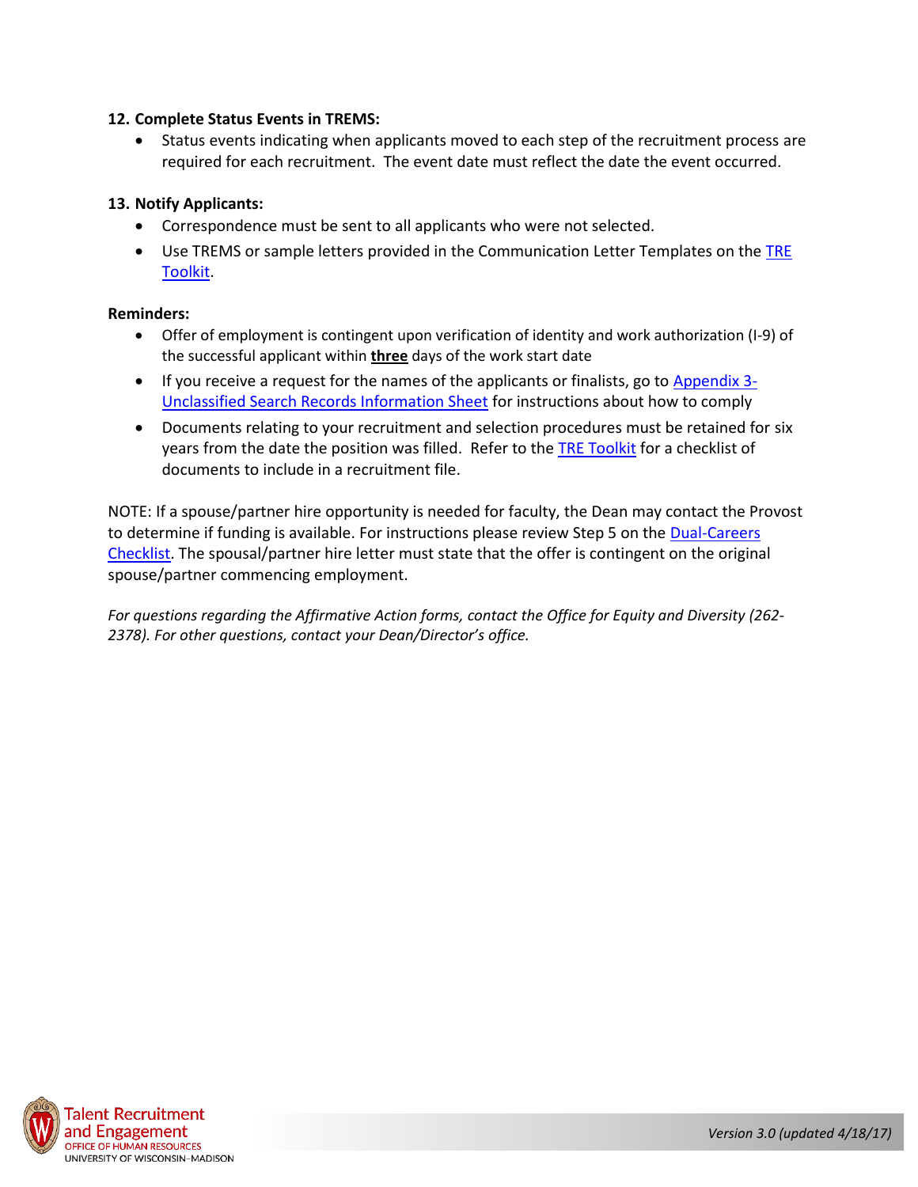**12. Complete Status Events in TREMS:**

- Status events indicating when applicants moved to each step of the recruitment process are required for each recruitment. The event date must reflect the date the event occurred.

**13. Notify Applicants:**

- Correspondence must be sent to all applicants who were not selected.
- Use TREMS or sample letters provided in the Communication Letter Templates on the TRE Toolkit.

**Reminders:**

- Offer of employment is contingent upon verification of identity and work authorization (I-9) of the successful applicant within **three** days of the work start date
- If you receive a request for the names of the applicants or finalists, go to Appendix 3- Unclassified Search Records Information Sheet for instructions about how to comply
- Documents relating to your recruitment and selection procedures must be retained for six years from the date the position was filled. Refer to the TRE Toolkit for a checklist of documents to include in a recruitment file.

NOTE: If a spouse/partner hire opportunity is needed for faculty, the Dean may contact the Provost to determine if funding is available. For instructions please review Step 5 on the Dual-Careers Checklist. The spousal/partner hire letter must state that the offer is contingent on the original spouse/partner commencing employment.

*For questions regarding the Affirmative Action forms, contact the Office for Equity and Diversity (262-2378). For other questions, contact your Dean/Director's office.*